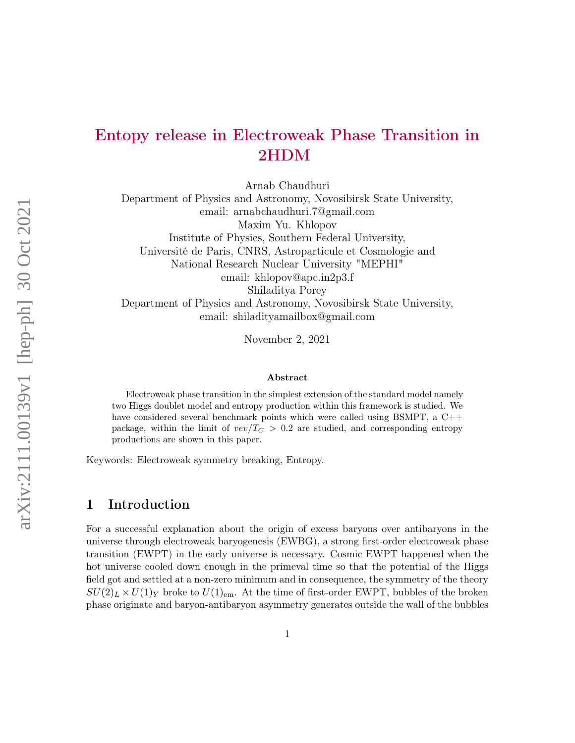# Entopy release in Electroweak Phase Transition in 2HDM

Arnab Chaudhuri
Department of Physics and Astronomy, Novosibirsk State University,
email: arnabchaudhuri.7@gmail.com

Maxim Yu. Khlopov
Institute of Physics, Southern Federal University,
Université de Paris, CNRS, Astroparticule et Cosmologie and
National Research Nuclear University "MEPHI"
email: khlopov@apc.in2p3.f

Shiladitya Porey
Department of Physics and Astronomy, Novosibirsk State University,
email: shiladityamailbox@gmail.com

November 2, 2021

**Abstract**

Electroweak phase transition in the simplest extension of the standard model namely two Higgs doublet model and entropy production within this framework is studied. We have considered several benchmark points which were called using BSMPT, a C++ package, within the limit of $vev/T_C > 0.2$ are studied, and corresponding entropy productions are shown in this paper.

Keywords: Electroweak symmetry breaking, Entropy.

## 1 Introduction

For a successful explanation about the origin of excess baryons over antibaryons in the universe through electroweak baryogenesis (EWBG), a strong first-order electroweak phase transition (EWPT) in the early universe is necessary. Cosmic EWPT happened when the hot universe cooled down enough in the primeval time so that the potential of the Higgs field got and settled at a non-zero minimum and in consequence, the symmetry of the theory $SU(2)_L \times U(1)_Y$ broke to $U(1)_{\text{em}}$. At the time of first-order EWPT, bubbles of the broken phase originate and baryon-antibaryon asymmetry generates outside the wall of the bubbles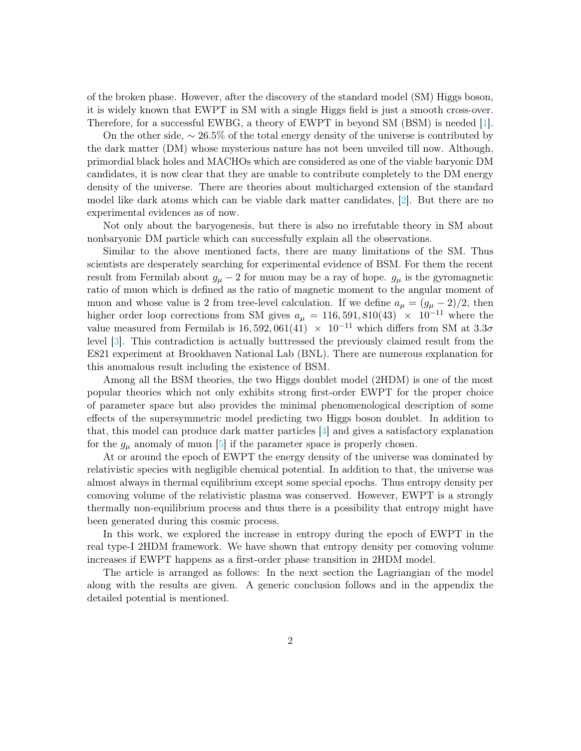of the broken phase. However, after the discovery of the standard model (SM) Higgs boson, it is widely known that EWPT in SM with a single Higgs field is just a smooth cross-over. Therefore, for a successful EWBG, a theory of EWPT in beyond SM (BSM) is needed [1].

On the other side, $\sim 26.5\%$ of the total energy density of the universe is contributed by the dark matter (DM) whose mysterious nature has not been unveiled till now. Although, primordial black holes and MACHOs which are considered as one of the viable baryonic DM candidates, it is now clear that they are unable to contribute completely to the DM energy density of the universe. There are theories about multicharged extension of the standard model like dark atoms which can be viable dark matter candidates, [2]. But there are no experimental evidences as of now.

Not only about the baryogenesis, but there is also no irrefutable theory in SM about nonbaryonic DM particle which can successfully explain all the observations.

Similar to the above mentioned facts, there are many limitations of the SM. Thus scientists are desperately searching for experimental evidence of BSM. For them the recent result from Fermilab about $g_\mu - 2$ for muon may be a ray of hope. $g_\mu$ is the gyromagnetic ratio of muon which is defined as the ratio of magnetic moment to the angular moment of muon and whose value is 2 from tree-level calculation. If we define $a_\mu = (g_\mu - 2)/2$, then higher order loop corrections from SM gives $a_\mu = 116,591,810(43) \times 10^{-11}$ where the value measured from Fermilab is $16,592,061(41) \times 10^{-11}$ which differs from SM at $3.3\sigma$ level [3]. This contradiction is actually buttressed the previously claimed result from the E821 experiment at Brookhaven National Lab (BNL). There are numerous explanation for this anomalous result including the existence of BSM.

Among all the BSM theories, the two Higgs doublet model (2HDM) is one of the most popular theories which not only exhibits strong first-order EWPT for the proper choice of parameter space but also provides the minimal phenomenological description of some effects of the supersymmetric model predicting two Higgs boson doublet. In addition to that, this model can produce dark matter particles [4] and gives a satisfactory explanation for the $g_\mu$ anomaly of muon [5] if the parameter space is properly chosen.

At or around the epoch of EWPT the energy density of the universe was dominated by relativistic species with negligible chemical potential. In addition to that, the universe was almost always in thermal equilibrium except some special epochs. Thus entropy density per comoving volume of the relativistic plasma was conserved. However, EWPT is a strongly thermally non-equilibrium process and thus there is a possibility that entropy might have been generated during this cosmic process.

In this work, we explored the increase in entropy during the epoch of EWPT in the real type-I 2HDM framework. We have shown that entropy density per comoving volume increases if EWPT happens as a first-order phase transition in 2HDM model.

The article is arranged as follows: In the next section the Lagriangian of the model along with the results are given. A generic conclusion follows and in the appendix the detailed potential is mentioned.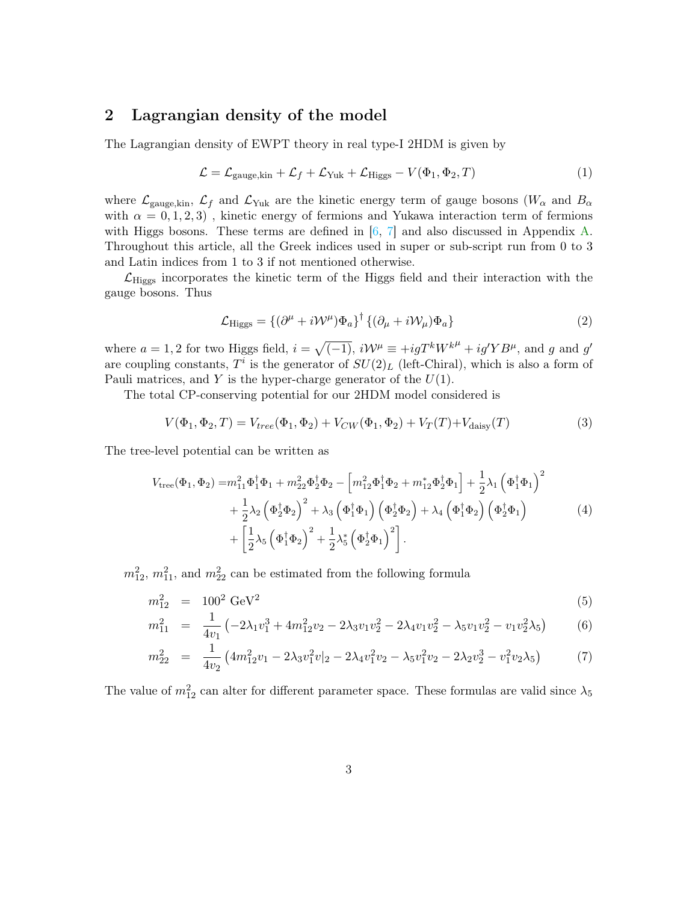## 2 Lagrangian density of the model

The Lagrangian density of EWPT theory in real type-I 2HDM is given by

$$\mathcal{L} = \mathcal{L}_{\text{gauge,kin}} + \mathcal{L}_f + \mathcal{L}_{\text{Yuk}} + \mathcal{L}_{\text{Higgs}} - V(\Phi_1, \Phi_2, T) \tag{1}$$

where $\mathcal{L}_{\text{gauge,kin}}$, $\mathcal{L}_f$ and $\mathcal{L}_{\text{Yuk}}$ are the kinetic energy term of gauge bosons ($W_\alpha$ and $B_\alpha$ with $\alpha = 0, 1, 2, 3$) , kinetic energy of fermions and Yukawa interaction term of fermions with Higgs bosons. These terms are defined in [6, 7] and also discussed in Appendix A. Throughout this article, all the Greek indices used in super or sub-script run from 0 to 3 and Latin indices from 1 to 3 if not mentioned otherwise.

$\mathcal{L}_{\text{Higgs}}$ incorporates the kinetic term of the Higgs field and their interaction with the gauge bosons. Thus

$$\mathcal{L}_{\text{Higgs}} = \{(\partial^\mu + i\mathcal{W}^\mu)\Phi_a\}^\dagger \{(\partial_\mu + i\mathcal{W}_\mu)\Phi_a\} \tag{2}$$

where $a = 1, 2$ for two Higgs field, $i = \sqrt{(-1)}$, $i\mathcal{W}^\mu \equiv +igT^k W^{k^\mu} + ig'YB^\mu$, and $g$ and $g'$ are coupling constants, $T^i$ is the generator of $SU(2)_L$ (left-Chiral), which is also a form of Pauli matrices, and $Y$ is the hyper-charge generator of the $U(1)$.

The total CP-conserving potential for our 2HDM model considered is

$$V(\Phi_1, \Phi_2, T) = V_{tree}(\Phi_1, \Phi_2) + V_{CW}(\Phi_1, \Phi_2) + V_T(T) + V_{\text{daisy}}(T) \tag{3}$$

The tree-level potential can be written as

$$\begin{aligned} V_{\text{tree}}(\Phi_1, \Phi_2) =& m_{11}^2 \Phi_1^\dagger \Phi_1 + m_{22}^2 \Phi_2^\dagger \Phi_2 - \left[ m_{12}^2 \Phi_1^\dagger \Phi_2 + m_{12}^* \Phi_2^\dagger \Phi_1 \right] + \frac{1}{2}\lambda_1 \left( \Phi_1^\dagger \Phi_1 \right)^2 \\ &+ \frac{1}{2}\lambda_2 \left( \Phi_2^\dagger \Phi_2 \right)^2 + \lambda_3 \left( \Phi_1^\dagger \Phi_1 \right) \left( \Phi_2^\dagger \Phi_2 \right) + \lambda_4 \left( \Phi_1^\dagger \Phi_2 \right) \left( \Phi_2^\dagger \Phi_1 \right) \\ &+ \left[ \frac{1}{2}\lambda_5 \left( \Phi_1^\dagger \Phi_2 \right)^2 + \frac{1}{2}\lambda_5^* \left( \Phi_2^\dagger \Phi_1 \right)^2 \right]. \end{aligned} \tag{4}$$

$m_{12}^2$, $m_{11}^2$, and $m_{22}^2$ can be estimated from the following formula

$$m_{12}^2 = 100^2 \text{ GeV}^2 \tag{5}$$

$$m_{11}^2 = \frac{1}{4v_1} \left( -2\lambda_1 v_1^3 + 4m_{12}^2 v_2 - 2\lambda_3 v_1 v_2^2 - 2\lambda_4 v_1 v_2^2 - \lambda_5 v_1 v_2^2 - v_1 v_2^2 \lambda_5 \right) \tag{6}$$

$$m_{22}^2 = \frac{1}{4v_2} \left( 4m_{12}^2 v_1 - 2\lambda_3 v_1^2 v|_2 - 2\lambda_4 v_1^2 v_2 - \lambda_5 v_1^2 v_2 - 2\lambda_2 v_2^3 - v_1^2 v_2 \lambda_5 \right) \tag{7}$$

The value of $m_{12}^2$ can alter for different parameter space. These formulas are valid since $\lambda_5$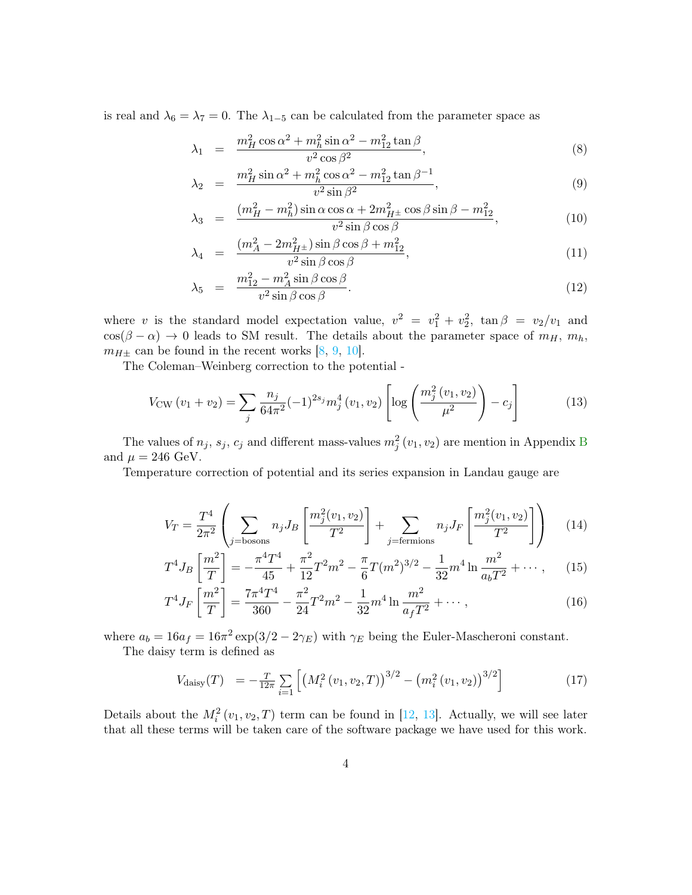is real and $\lambda_6 = \lambda_7 = 0$. The $\lambda_{1-5}$ can be calculated from the parameter space as

$$\lambda_1 = \frac{m_H^2 \cos\alpha^2 + m_h^2 \sin\alpha^2 - m_{12}^2 \tan\beta}{v^2 \cos\beta^2}, \tag{8}$$

$$\lambda_2 = \frac{m_H^2 \sin\alpha^2 + m_h^2 \cos\alpha^2 - m_{12}^2 \tan\beta^{-1}}{v^2 \sin\beta^2}, \tag{9}$$

$$\lambda_3 = \frac{(m_H^2 - m_h^2)\sin\alpha\cos\alpha + 2m_{H\pm}^2 \cos\beta\sin\beta - m_{12}^2}{v^2 \sin\beta\cos\beta}, \tag{10}$$

$$\lambda_4 = \frac{(m_A^2 - 2m_{H\pm}^2)\sin\beta\cos\beta + m_{12}^2}{v^2 \sin\beta\cos\beta}, \tag{11}$$

$$\lambda_5 = \frac{m_{12}^2 - m_A^2 \sin\beta\cos\beta}{v^2 \sin\beta\cos\beta}. \tag{12}$$

where $v$ is the standard model expectation value, $v^2 = v_1^2 + v_2^2$, $\tan\beta = v_2/v_1$ and $\cos(\beta - \alpha) \to 0$ leads to SM result. The details about the parameter space of $m_H$, $m_h$, $m_{H\pm}$ can be found in the recent works [8, 9, 10].

The Coleman–Weinberg correction to the potential -

$$V_{\mathrm{CW}}(v_1 + v_2) = \sum_j \frac{n_j}{64\pi^2}(-1)^{2s_j} m_j^4(v_1, v_2)\left[\log\left(\frac{m_j^2(v_1, v_2)}{\mu^2}\right) - c_j\right] \tag{13}$$

The values of $n_j$, $s_j$, $c_j$ and different mass-values $m_j^2(v_1, v_2)$ are mention in Appendix B and $\mu = 246$ GeV.

Temperature correction of potential and its series expansion in Landau gauge are

$$V_T = \frac{T^4}{2\pi^2}\left(\sum_{j=\text{bosons}} n_j J_B\left[\frac{m_j^2(v_1, v_2)}{T^2}\right] + \sum_{j=\text{fermions}} n_j J_F\left[\frac{m_j^2(v_1, v_2)}{T^2}\right]\right) \tag{14}$$

$$T^4 J_B\left[\frac{m^2}{T}\right] = -\frac{\pi^4 T^4}{45} + \frac{\pi^2}{12}T^2 m^2 - \frac{\pi}{6}T(m^2)^{3/2} - \frac{1}{32}m^4 \ln\frac{m^2}{a_b T^2} + \cdots, \tag{15}$$

$$T^4 J_F\left[\frac{m^2}{T}\right] = \frac{7\pi^4 T^4}{360} - \frac{\pi^2}{24}T^2 m^2 - \frac{1}{32}m^4 \ln\frac{m^2}{a_f T^2} + \cdots, \tag{16}$$

where $a_b = 16a_f = 16\pi^2 \exp(3/2 - 2\gamma_E)$ with $\gamma_E$ being the Euler-Mascheroni constant.

The daisy term is defined as

$$V_{\text{daisy}}(T) = -\frac{T}{12\pi}\sum_{i=1}\left[\left(M_i^2(v_1, v_2, T)\right)^{3/2} - \left(m_i^2(v_1, v_2)\right)^{3/2}\right] \tag{17}$$

Details about the $M_i^2(v_1, v_2, T)$ term can be found in [12, 13]. Actually, we will see later that all these terms will be taken care of the software package we have used for this work.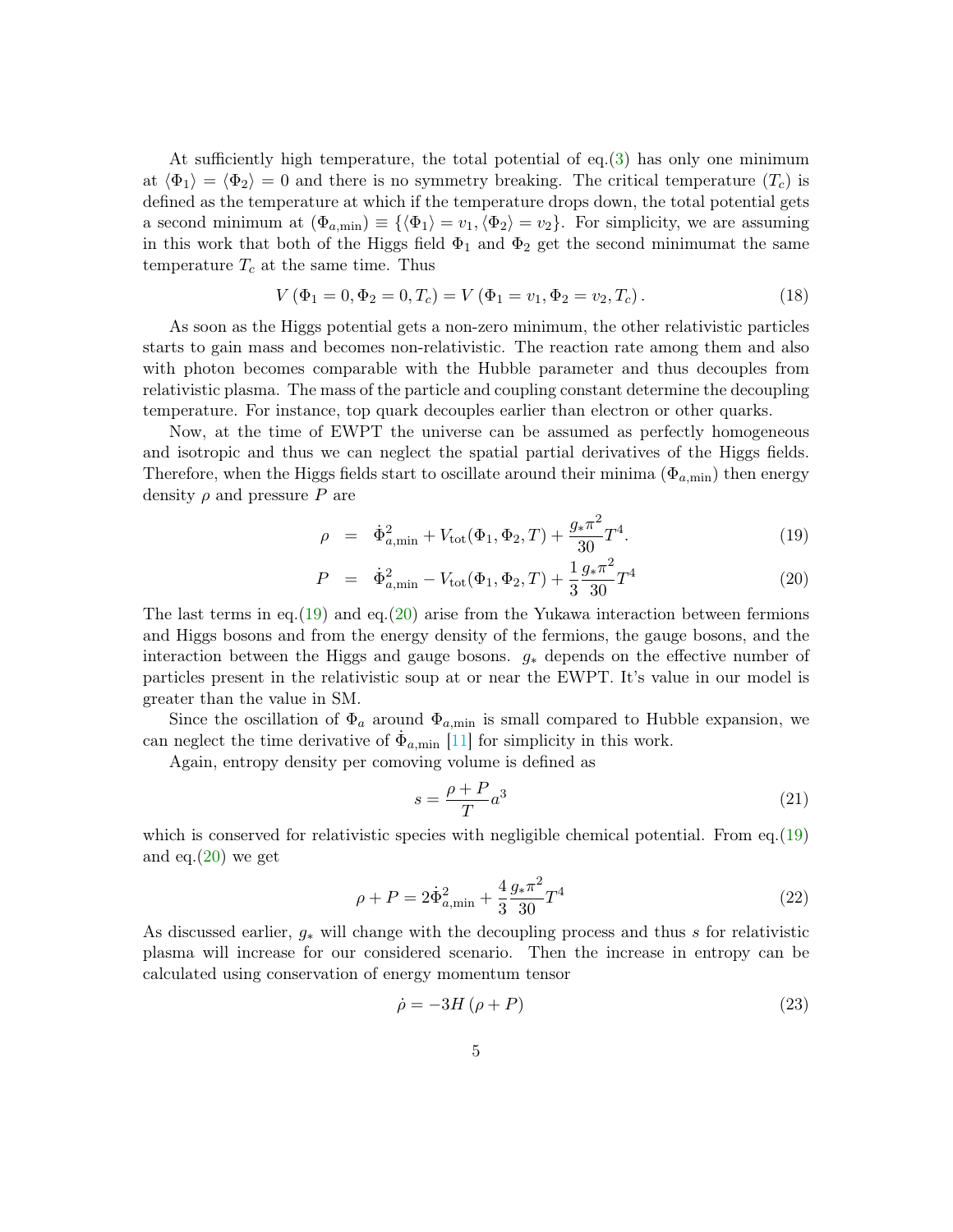At sufficiently high temperature, the total potential of eq.(3) has only one minimum at $\langle\Phi_1\rangle = \langle\Phi_2\rangle = 0$ and there is no symmetry breaking. The critical temperature ($T_c$) is defined as the temperature at which if the temperature drops down, the total potential gets a second minimum at $(\Phi_{a,\text{min}}) \equiv \{\langle\Phi_1\rangle = v_1, \langle\Phi_2\rangle = v_2\}$. For simplicity, we are assuming in this work that both of the Higgs field $\Phi_1$ and $\Phi_2$ get the second minimumat the same temperature $T_c$ at the same time. Thus

$$V\left(\Phi_1 = 0, \Phi_2 = 0, T_c\right) = V\left(\Phi_1 = v_1, \Phi_2 = v_2, T_c\right). \tag{18}$$

As soon as the Higgs potential gets a non-zero minimum, the other relativistic particles starts to gain mass and becomes non-relativistic. The reaction rate among them and also with photon becomes comparable with the Hubble parameter and thus decouples from relativistic plasma. The mass of the particle and coupling constant determine the decoupling temperature. For instance, top quark decouples earlier than electron or other quarks.

Now, at the time of EWPT the universe can be assumed as perfectly homogeneous and isotropic and thus we can neglect the spatial partial derivatives of the Higgs fields. Therefore, when the Higgs fields start to oscillate around their minima ($\Phi_{a,\text{min}}$) then energy density $\rho$ and pressure $P$ are

$$\rho = \dot{\Phi}_{a,\text{min}}^2 + V_{\text{tot}}(\Phi_1, \Phi_2, T) + \frac{g_* \pi^2}{30} T^4. \tag{19}$$

$$P = \dot{\Phi}_{a,\text{min}}^2 - V_{\text{tot}}(\Phi_1, \Phi_2, T) + \frac{1}{3}\frac{g_* \pi^2}{30} T^4 \tag{20}$$

The last terms in eq.(19) and eq.(20) arise from the Yukawa interaction between fermions and Higgs bosons and from the energy density of the fermions, the gauge bosons, and the interaction between the Higgs and gauge bosons. $g_*$ depends on the effective number of particles present in the relativistic soup at or near the EWPT. It's value in our model is greater than the value in SM.

Since the oscillation of $\Phi_a$ around $\Phi_{a,\text{min}}$ is small compared to Hubble expansion, we can neglect the time derivative of $\dot{\Phi}_{a,\text{min}}$ [11] for simplicity in this work.

Again, entropy density per comoving volume is defined as

$$s = \frac{\rho + P}{T} a^3 \tag{21}$$

which is conserved for relativistic species with negligible chemical potential. From eq.(19) and eq.(20) we get

$$\rho + P = 2\dot{\Phi}_{a,\text{min}}^2 + \frac{4}{3}\frac{g_* \pi^2}{30} T^4 \tag{22}$$

As discussed earlier, $g_*$ will change with the decoupling process and thus $s$ for relativistic plasma will increase for our considered scenario. Then the increase in entropy can be calculated using conservation of energy momentum tensor

$$\dot{\rho} = -3H\left(\rho + P\right) \tag{23}$$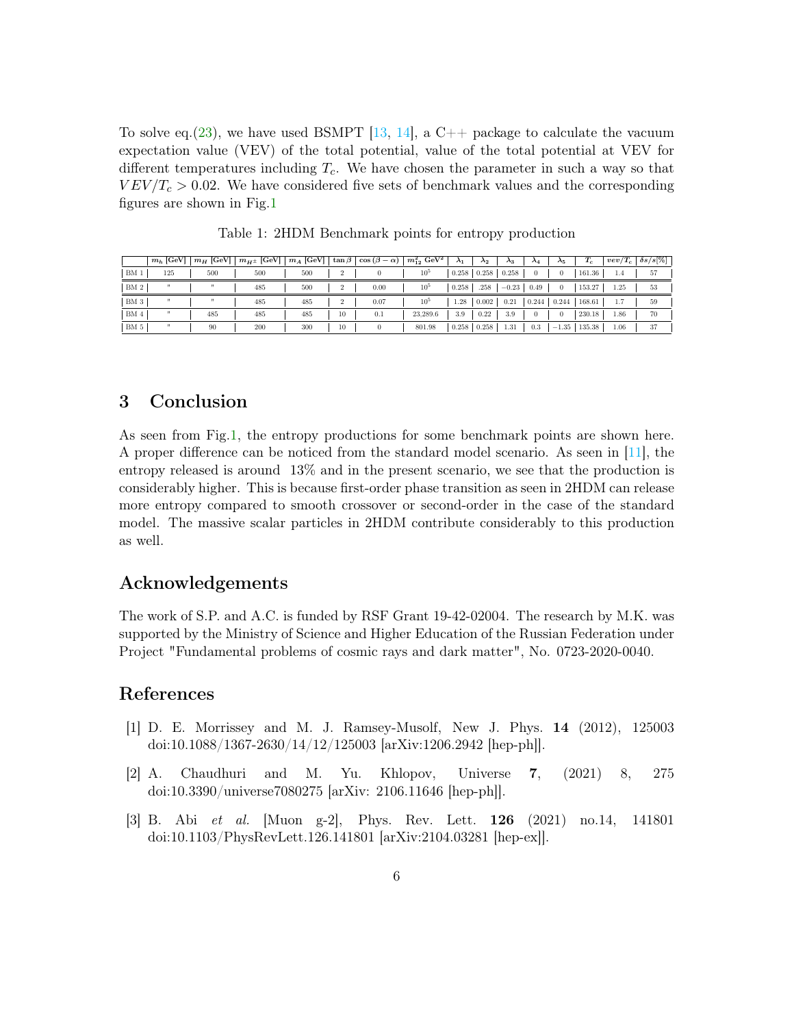To solve eq.(23), we have used BSMPT [13, 14], a C++ package to calculate the vacuum expectation value (VEV) of the total potential, value of the total potential at VEV for different temperatures including $T_c$. We have chosen the parameter in such a way so that $VEV/T_c > 0.02$. We have considered five sets of benchmark values and the corresponding figures are shown in Fig.1

Table 1: 2HDM Benchmark points for entropy production

| | $m_h$ [GeV] | $m_H$ [GeV] | $m_{H^\pm}$ [GeV] | $m_A$ [GeV] | $\tan\beta$ | $\cos(\beta-\alpha)$ | $m_{12}^2$ GeV$^2$ | $\lambda_1$ | $\lambda_2$ | $\lambda_3$ | $\lambda_4$ | $\lambda_5$ | $T_c$ | $vev/T_c$ | $\delta s/s$[%] |
|---|---|---|---|---|---|---|---|---|---|---|---|---|---|---|---|
| BM 1 | 125 | 500 | 500 | 500 | 2 | 0 | $10^5$ | 0.258 | 0.258 | 0.258 | 0 | 0 | 161.36 | 1.4 | 57 |
| BM 2 | " | " | 485 | 500 | 2 | 0.00 | $10^5$ | 0.258 | .258 | $-0.23$ | 0.49 | 0 | 153.27 | 1.25 | 53 |
| BM 3 | " | " | 485 | 485 | 2 | 0.07 | $10^5$ | 1.28 | 0.002 | 0.21 | 0.244 | 0.244 | 168.61 | 1.7 | 59 |
| BM 4 | " | 485 | 485 | 485 | 10 | 0.1 | 23,289.6 | 3.9 | 0.22 | 3.9 | 0 | 0 | 230.18 | 1.86 | 70 |
| BM 5 | " | 90 | 200 | 300 | 10 | 0 | 801.98 | 0.258 | 0.258 | 1.31 | 0.3 | $-1.35$ | 135.38 | 1.06 | 37 |

## 3 Conclusion

As seen from Fig.1, the entropy productions for some benchmark points are shown here. A proper difference can be noticed from the standard model scenario. As seen in [11], the entropy released is around 13% and in the present scenario, we see that the production is considerably higher. This is because first-order phase transition as seen in 2HDM can release more entropy compared to smooth crossover or second-order in the case of the standard model. The massive scalar particles in 2HDM contribute considerably to this production as well.

## Acknowledgements

The work of S.P. and A.C. is funded by RSF Grant 19-42-02004. The research by M.K. was supported by the Ministry of Science and Higher Education of the Russian Federation under Project "Fundamental problems of cosmic rays and dark matter", No. 0723-2020-0040.

## References

[1] D. E. Morrissey and M. J. Ramsey-Musolf, New J. Phys. **14** (2012), 125003 doi:10.1088/1367-2630/14/12/125003 [arXiv:1206.2942 [hep-ph]].

[2] A. Chaudhuri and M. Yu. Khlopov, Universe **7**, (2021) 8, 275 doi:10.3390/universe7080275 [arXiv: 2106.11646 [hep-ph]].

[3] B. Abi *et al.* [Muon g-2], Phys. Rev. Lett. **126** (2021) no.14, 141801 doi:10.1103/PhysRevLett.126.141801 [arXiv:2104.03281 [hep-ex]].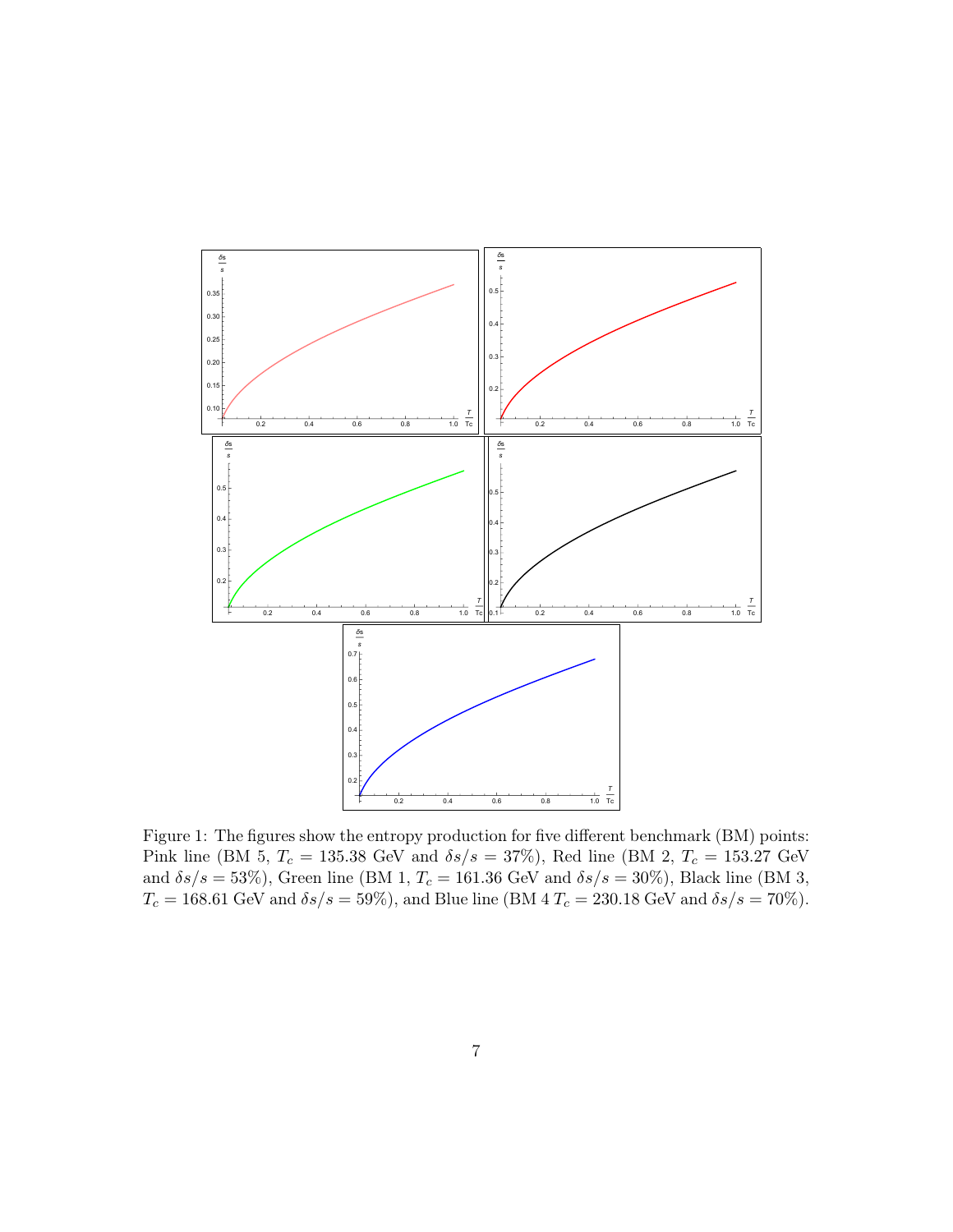Figure 1: The figures show the entropy production for five different benchmark (BM) points: Pink line (BM 5, $T_c = 135.38$ GeV and $\delta s/s = 37\%$), Red line (BM 2, $T_c = 153.27$ GeV and $\delta s/s = 53\%$), Green line (BM 1, $T_c = 161.36$ GeV and $\delta s/s = 30\%$), Black line (BM 3, $T_c = 168.61$ GeV and $\delta s/s = 59\%$), and Blue line (BM 4 $T_c = 230.18$ GeV and $\delta s/s = 70\%$).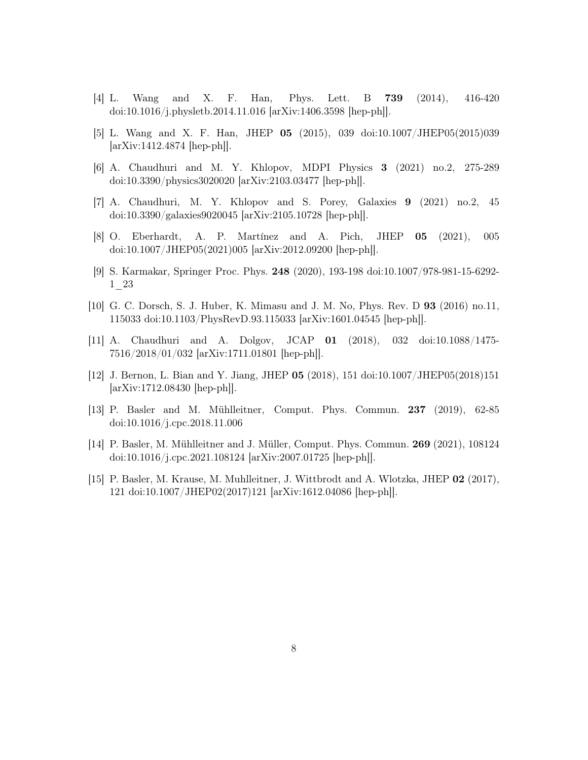[4] L. Wang and X. F. Han, Phys. Lett. B **739** (2014), 416-420 doi:10.1016/j.physletb.2014.11.016 [arXiv:1406.3598 [hep-ph]].

[5] L. Wang and X. F. Han, JHEP **05** (2015), 039 doi:10.1007/JHEP05(2015)039 [arXiv:1412.4874 [hep-ph]].

[6] A. Chaudhuri and M. Y. Khlopov, MDPI Physics **3** (2021) no.2, 275-289 doi:10.3390/physics3020020 [arXiv:2103.03477 [hep-ph]].

[7] A. Chaudhuri, M. Y. Khlopov and S. Porey, Galaxies **9** (2021) no.2, 45 doi:10.3390/galaxies9020045 [arXiv:2105.10728 [hep-ph]].

[8] O. Eberhardt, A. P. Martínez and A. Pich, JHEP **05** (2021), 005 doi:10.1007/JHEP05(2021)005 [arXiv:2012.09200 [hep-ph]].

[9] S. Karmakar, Springer Proc. Phys. **248** (2020), 193-198 doi:10.1007/978-981-15-6292-1_23

[10] G. C. Dorsch, S. J. Huber, K. Mimasu and J. M. No, Phys. Rev. D **93** (2016) no.11, 115033 doi:10.1103/PhysRevD.93.115033 [arXiv:1601.04545 [hep-ph]].

[11] A. Chaudhuri and A. Dolgov, JCAP **01** (2018), 032 doi:10.1088/1475-7516/2018/01/032 [arXiv:1711.01801 [hep-ph]].

[12] J. Bernon, L. Bian and Y. Jiang, JHEP **05** (2018), 151 doi:10.1007/JHEP05(2018)151 [arXiv:1712.08430 [hep-ph]].

[13] P. Basler and M. Mühlleitner, Comput. Phys. Commun. **237** (2019), 62-85 doi:10.1016/j.cpc.2018.11.006

[14] P. Basler, M. Mühlleitner and J. Müller, Comput. Phys. Commun. **269** (2021), 108124 doi:10.1016/j.cpc.2021.108124 [arXiv:2007.01725 [hep-ph]].

[15] P. Basler, M. Krause, M. Muhlleitner, J. Wittbrodt and A. Wlotzka, JHEP **02** (2017), 121 doi:10.1007/JHEP02(2017)121 [arXiv:1612.04086 [hep-ph]].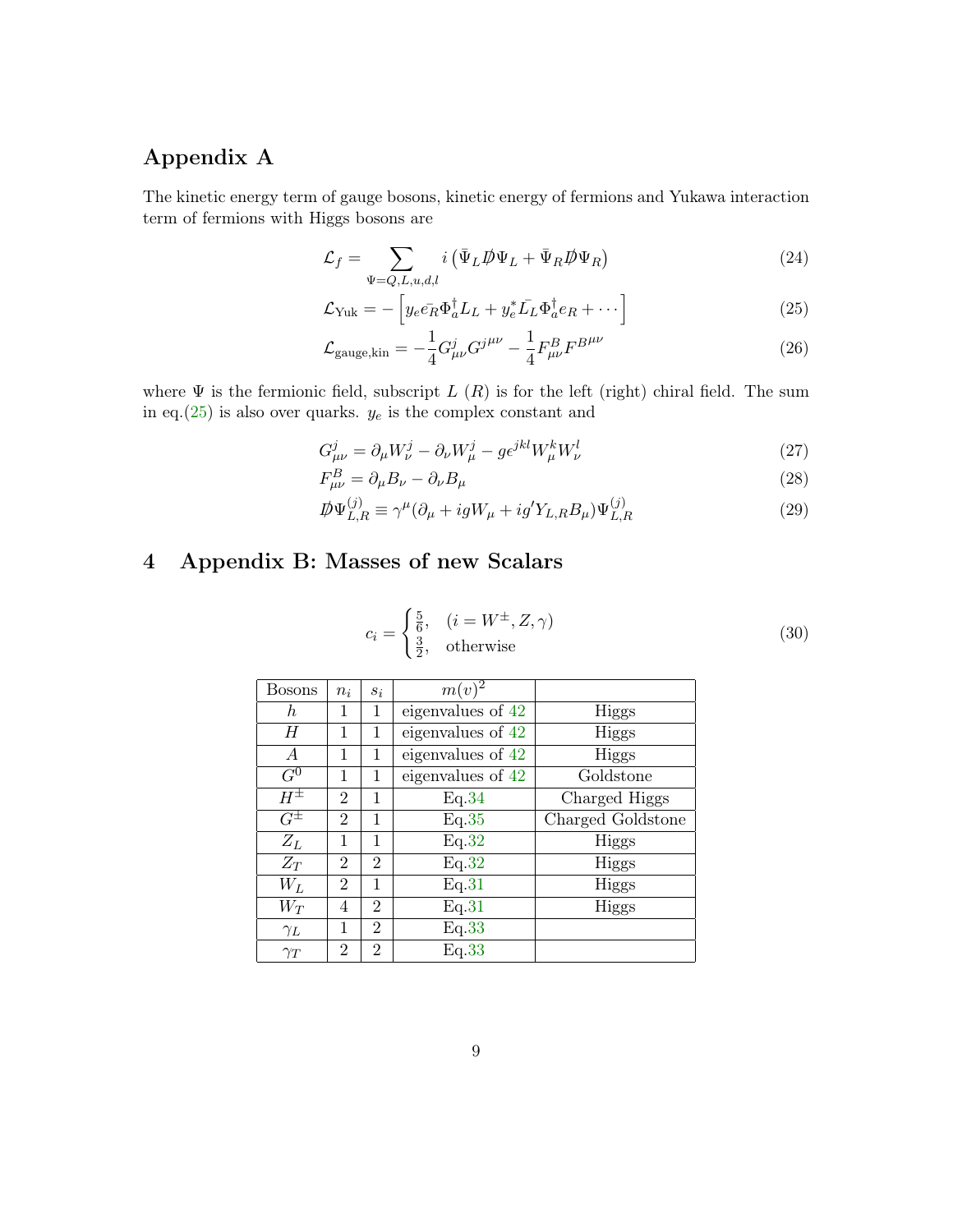## Appendix A

The kinetic energy term of gauge bosons, kinetic energy of fermions and Yukawa interaction term of fermions with Higgs bosons are

$$\mathcal{L}_f = \sum_{\Psi=Q,L,u,d,l} i\left(\bar{\Psi}_L \not{D}\Psi_L + \bar{\Psi}_R \not{D}\Psi_R\right) \tag{24}$$

$$\mathcal{L}_{\text{Yuk}} = -\left[y_e \bar{e_R}\Phi_a^\dagger L_L + y_e^* \bar{L_L}\Phi_a^\dagger e_R + \cdots\right] \tag{25}$$

$$\mathcal{L}_{\text{gauge,kin}} = -\frac{1}{4}G^j_{\mu\nu}G^{j\,\mu\nu} - \frac{1}{4}F^B_{\mu\nu}F^{B\mu\nu} \tag{26}$$

where $\Psi$ is the fermionic field, subscript $L$ ($R$) is for the left (right) chiral field. The sum in eq.(25) is also over quarks. $y_e$ is the complex constant and

$$G^j_{\mu\nu} = \partial_\mu W^j_\nu - \partial_\nu W^j_\mu - g\epsilon^{jkl}W^k_\mu W^l_\nu \tag{27}$$

$$F^B_{\mu\nu} = \partial_\mu B_\nu - \partial_\nu B_\mu \tag{28}$$

$$\not{D}\Psi^{(j)}_{L,R} \equiv \gamma^\mu(\partial_\mu + igW_\mu + ig' Y_{L,R}B_\mu)\Psi^{(j)}_{L,R} \tag{29}$$

## 4 Appendix B: Masses of new Scalars

$$c_i = \begin{cases} \frac{5}{6}, & (i = W^\pm, Z, \gamma) \\ \frac{3}{2}, & \text{otherwise} \end{cases} \tag{30}$$

| Bosons | $n_i$ | $s_i$ | $m(v)^2$ | |
|---|---|---|---|---|
| $h$ | 1 | 1 | eigenvalues of 42 | Higgs |
| $H$ | 1 | 1 | eigenvalues of 42 | Higgs |
| $A$ | 1 | 1 | eigenvalues of 42 | Higgs |
| $G^0$ | 1 | 1 | eigenvalues of 42 | Goldstone |
| $H^\pm$ | 2 | 1 | Eq.34 | Charged Higgs |
| $G^\pm$ | 2 | 1 | Eq.35 | Charged Goldstone |
| $Z_L$ | 1 | 1 | Eq.32 | Higgs |
| $Z_T$ | 2 | 2 | Eq.32 | Higgs |
| $W_L$ | 2 | 1 | Eq.31 | Higgs |
| $W_T$ | 4 | 2 | Eq.31 | Higgs |
| $\gamma_L$ | 1 | 2 | Eq.33 | |
| $\gamma_T$ | 2 | 2 | Eq.33 | |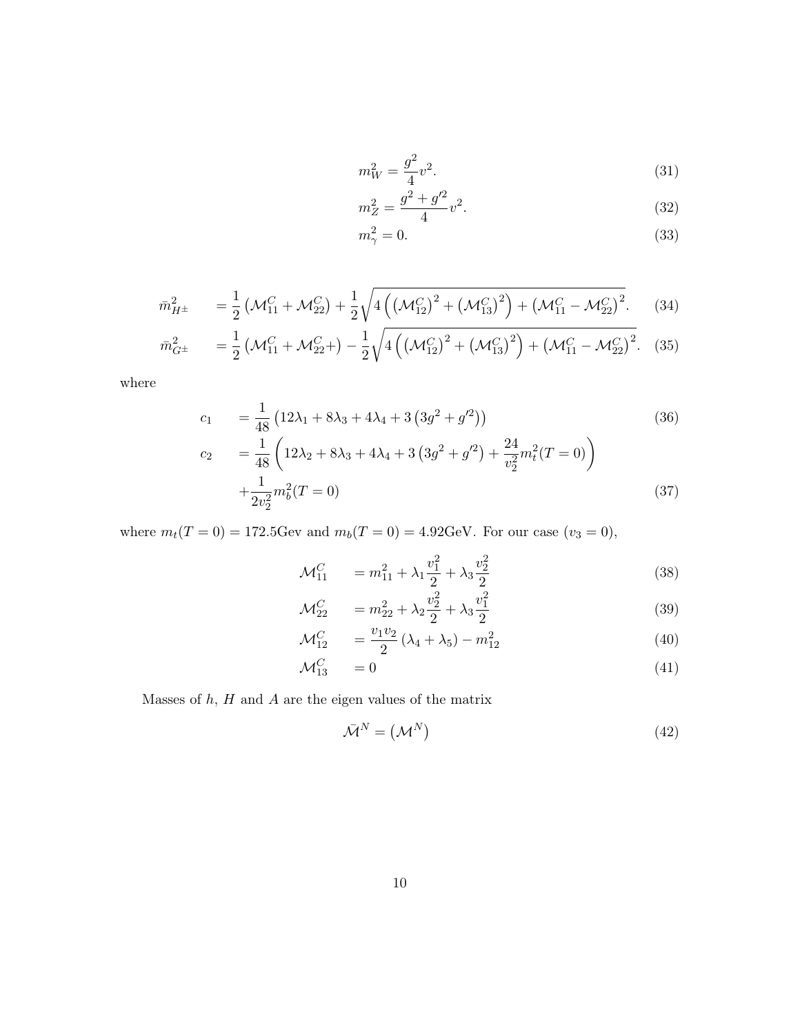$$m_W^2 = \frac{g^2}{4} v^2. \tag{31}$$

$$m_Z^2 = \frac{g^2 + g'^2}{4} v^2. \tag{32}$$

$$m_\gamma^2 = 0. \tag{33}$$

$$\bar{m}_{H^\pm}^2 \quad = \frac{1}{2}\left(\mathcal{M}_{11}^C + \mathcal{M}_{22}^C\right) + \frac{1}{2}\sqrt{4\left(\left(\mathcal{M}_{12}^C\right)^2 + \left(\mathcal{M}_{13}^C\right)^2\right) + \left(\mathcal{M}_{11}^C - \mathcal{M}_{22}^C\right)^2}. \tag{34}$$

$$\bar{m}_{G^\pm}^2 \quad = \frac{1}{2}\left(\mathcal{M}_{11}^C + \mathcal{M}_{22}^C +\right) - \frac{1}{2}\sqrt{4\left(\left(\mathcal{M}_{12}^C\right)^2 + \left(\mathcal{M}_{13}^C\right)^2\right) + \left(\mathcal{M}_{11}^C - \mathcal{M}_{22}^C\right)^2}. \tag{35}$$

where

$$c_1 \quad = \frac{1}{48}\left(12\lambda_1 + 8\lambda_3 + 4\lambda_4 + 3\left(3g^2 + g'^2\right)\right) \tag{36}$$

$$c_2 \quad = \frac{1}{48}\left(12\lambda_2 + 8\lambda_3 + 4\lambda_4 + 3\left(3g^2 + g'^2\right) + \frac{24}{v_2^2} m_t^2(T=0)\right) + \frac{1}{2v_2^2} m_b^2(T=0) \tag{37}$$

where $m_t(T=0) = 172.5$Gev and $m_b(T=0) = 4.92$GeV. For our case ($v_3 = 0$),

$$\mathcal{M}_{11}^C \quad = m_{11}^2 + \lambda_1 \frac{v_1^2}{2} + \lambda_3 \frac{v_2^2}{2} \tag{38}$$

$$\mathcal{M}_{22}^C \quad = m_{22}^2 + \lambda_2 \frac{v_2^2}{2} + \lambda_3 \frac{v_1^2}{2} \tag{39}$$

$$\mathcal{M}_{12}^C \quad = \frac{v_1 v_2}{2}\left(\lambda_4 + \lambda_5\right) - m_{12}^2 \tag{40}$$

$$\mathcal{M}_{13}^C \quad = 0 \tag{41}$$

Masses of $h$, $H$ and $A$ are the eigen values of the matrix

$$\bar{\mathcal{M}}^N = \left(\mathcal{M}^N\right) \tag{42}$$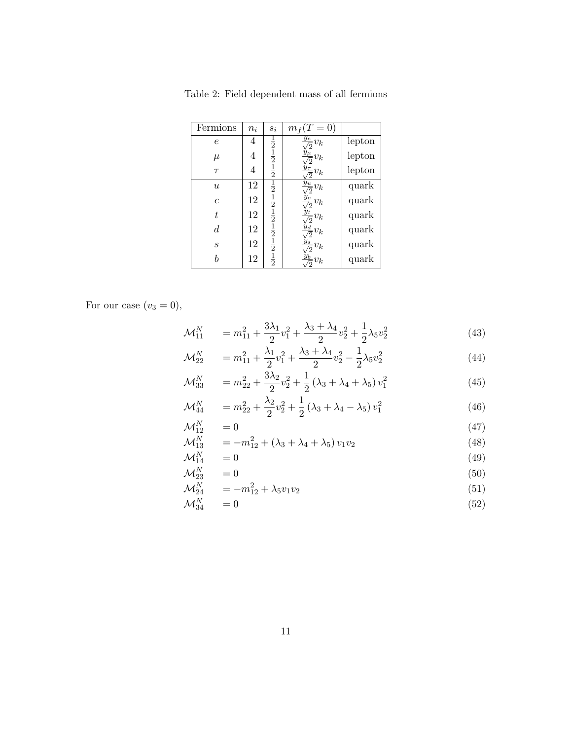Table 2: Field dependent mass of all fermions

| Fermions | $n_i$ | $s_i$ | $m_f(T=0)$ | |
|---|---|---|---|---|
| $e$ | 4 | $\frac{1}{2}$ | $\frac{y_e}{\sqrt{2}}v_k$ | lepton |
| $\mu$ | 4 | $\frac{1}{2}$ | $\frac{y_\mu}{\sqrt{2}}v_k$ | lepton |
| $\tau$ | 4 | $\frac{1}{2}$ | $\frac{y_\tau}{\sqrt{2}}v_k$ | lepton |
| $u$ | 12 | $\frac{1}{2}$ | $\frac{y_u}{\sqrt{2}}v_k$ | quark |
| $c$ | 12 | $\frac{1}{2}$ | $\frac{y_c}{\sqrt{2}}v_k$ | quark |
| $t$ | 12 | $\frac{1}{2}$ | $\frac{y_t}{\sqrt{2}}v_k$ | quark |
| $d$ | 12 | $\frac{1}{2}$ | $\frac{y_d}{\sqrt{2}}v_k$ | quark |
| $s$ | 12 | $\frac{1}{2}$ | $\frac{y_s}{\sqrt{2}}v_k$ | quark |
| $b$ | 12 | $\frac{1}{2}$ | $\frac{y_b}{\sqrt{2}}v_k$ | quark |

For our case ($v_3 = 0$),

$$\mathcal{M}_{11}^N = m_{11}^2 + \frac{3\lambda_1}{2}v_1^2 + \frac{\lambda_3+\lambda_4}{2}v_2^2 + \frac{1}{2}\lambda_5 v_2^2 \tag{43}$$

$$\mathcal{M}_{22}^N = m_{11}^2 + \frac{\lambda_1}{2}v_1^2 + \frac{\lambda_3+\lambda_4}{2}v_2^2 - \frac{1}{2}\lambda_5 v_2^2 \tag{44}$$

$$\mathcal{M}_{33}^N = m_{22}^2 + \frac{3\lambda_2}{2}v_2^2 + \frac{1}{2}\left(\lambda_3+\lambda_4+\lambda_5\right)v_1^2 \tag{45}$$

$$\mathcal{M}_{44}^N = m_{22}^2 + \frac{\lambda_2}{2}v_2^2 + \frac{1}{2}\left(\lambda_3+\lambda_4-\lambda_5\right)v_1^2 \tag{46}$$

$$\mathcal{M}_{12}^N = 0 \tag{47}$$

$$\mathcal{M}_{13}^N = -m_{12}^2 + \left(\lambda_3+\lambda_4+\lambda_5\right)v_1 v_2 \tag{48}$$

$$\mathcal{M}_{14}^N = 0 \tag{49}$$

$$\mathcal{M}_{23}^N = 0 \tag{50}$$

$$\mathcal{M}_{24}^N = -m_{12}^2 + \lambda_5 v_1 v_2 \tag{51}$$

$$\mathcal{M}_{34}^N = 0 \tag{52}$$